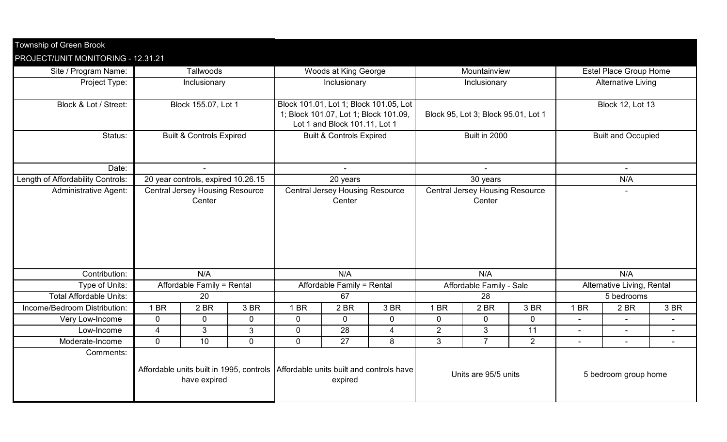Township of Green Brook

PROJECT/UNIT MONITORING - 12.31.21

| Site / Program Name: | Tallwoods | | | Woods at King George | | | Mountainview | | | Estel Place Group Home | | |
|---|---|---|---|---|---|---|---|---|---|---|---|---|
| Project Type: | Inclusionary | | | Inclusionary | | | Inclusionary | | | Alternative Living | | |
| Block & Lot / Street: | Block 155.07, Lot 1 | | | Block 101.01, Lot 1; Block 101.05, Lot 1; Block 101.07, Lot 1; Block 101.09, Lot 1 and Block 101.11, Lot 1 | | | Block 95, Lot 3; Block 95.01, Lot 1 | | | Block 12, Lot 13 | | |
| Status: | Built & Controls Expired | | | Built & Controls Expired | | | Built in 2000 | | | Built and Occupied | | |
| Date: | - | | | - | | | - | | | - | | |
| Length of Affordability Controls: | 20 year controls, expired 10.26.15 | | | 20 years | | | 30 years | | | N/A | | |
| Administrative Agent: | Central Jersey Housing Resource Center | | | Central Jersey Housing Resource Center | | | Central Jersey Housing Resource Center | | | - | | |
| Contribution: | N/A | | | N/A | | | N/A | | | N/A | | |
| Type of Units: | Affordable Family = Rental | | | Affordable Family = Rental | | | Affordable Family - Sale | | | Alternative Living, Rental | | |
| Total Affordable Units: | 20 | | | 67 | | | 28 | | | 5 bedrooms | | |
| Income/Bedroom Distribution: | 1 BR | 2 BR | 3 BR | 1 BR | 2 BR | 3 BR | 1 BR | 2 BR | 3 BR | 1 BR | 2 BR | 3 BR |
| Very Low-Income | 0 | 0 | 0 | 0 | 0 | 0 | 0 | 0 | 0 | - | - | - |
| Low-Income | 4 | 3 | 3 | 0 | 28 | 4 | 2 | 3 | 11 | - | - | - |
| Moderate-Income | 0 | 10 | 0 | 0 | 27 | 8 | 3 | 7 | 2 | - | - | - |
| Comments: | Affordable units built in 1995, controls have expired | | | Affordable units built and controls have expired | | | Units are 95/5 units | | | 5 bedroom group home | | |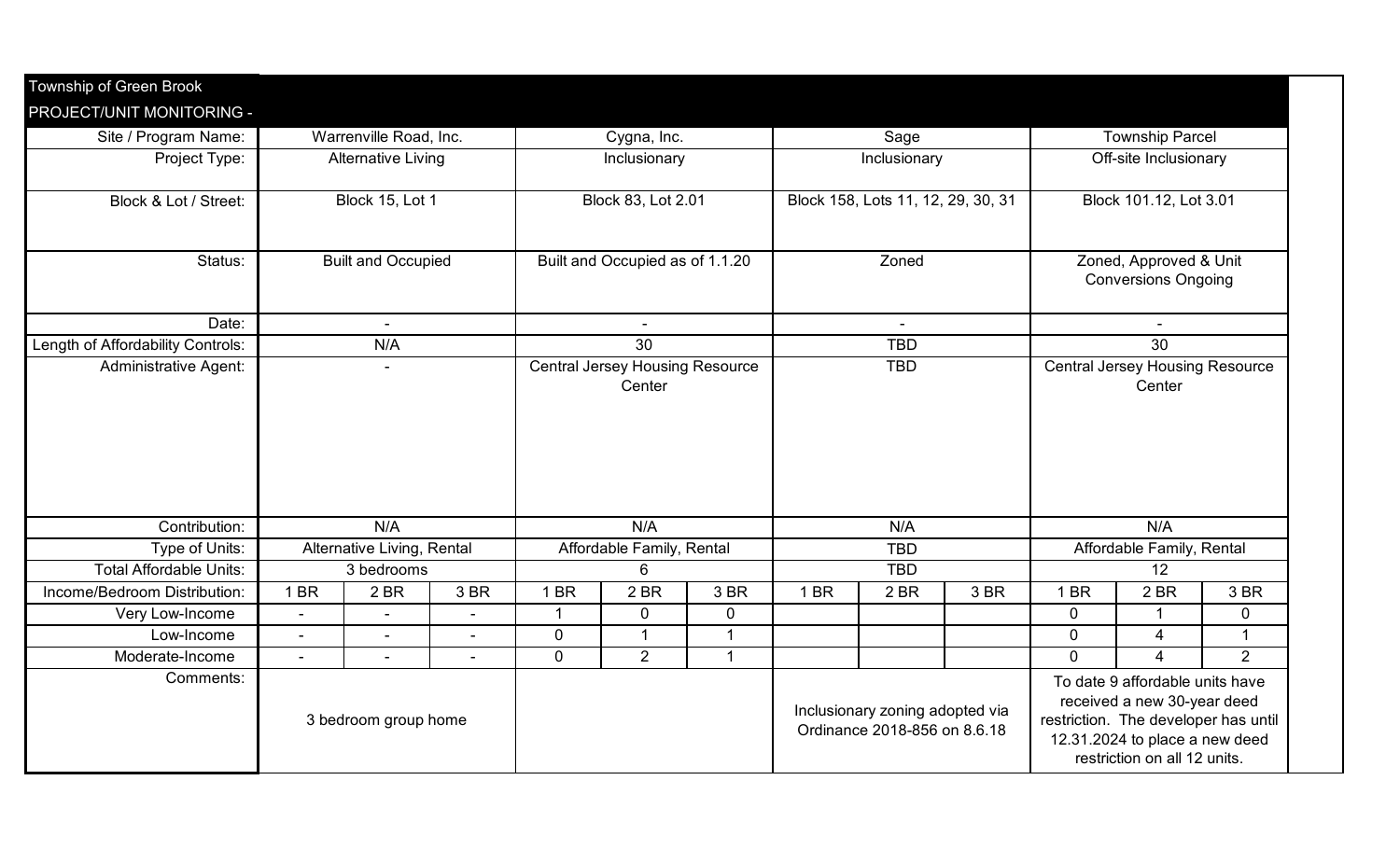Township of Green Brook

PROJECT/UNIT MONITORING -

| Site / Program Name: | Warrenville Road, Inc. | | | Cygna, Inc. | | | Sage | | | Township Parcel | | |
|---|---|---|---|---|---|---|---|---|---|---|---|---|
| Project Type: | Alternative Living | | | Inclusionary | | | Inclusionary | | | Off-site Inclusionary | | |
| Block & Lot / Street: | Block 15, Lot 1 | | | Block 83, Lot 2.01 | | | Block 158, Lots 11, 12, 29, 30, 31 | | | Block 101.12, Lot 3.01 | | |
| Status: | Built and Occupied | | | Built and Occupied as of 1.1.20 | | | Zoned | | | Zoned, Approved & Unit Conversions Ongoing | | |
| Date: | - | | | - | | | - | | | - | | |
| Length of Affordability Controls: | N/A | | | 30 | | | TBD | | | 30 | | |
| Administrative Agent: | - | | | Central Jersey Housing Resource Center | | | TBD | | | Central Jersey Housing Resource Center | | |
| Contribution: | N/A | | | N/A | | | N/A | | | N/A | | |
| Type of Units: | Alternative Living, Rental | | | Affordable Family, Rental | | | TBD | | | Affordable Family, Rental | | |
| Total Affordable Units: | 3 bedrooms | | | 6 | | | TBD | | | 12 | | |
| Income/Bedroom Distribution: | 1 BR | 2 BR | 3 BR | 1 BR | 2 BR | 3 BR | 1 BR | 2 BR | 3 BR | 1 BR | 2 BR | 3 BR |
| Very Low-Income | - | - | - | 1 | 0 | 0 | | | | 0 | 1 | 0 |
| Low-Income | - | - | - | 0 | 1 | 1 | | | | 0 | 4 | 1 |
| Moderate-Income | - | - | - | 0 | 2 | 1 | | | | 0 | 4 | 2 |
| Comments: | 3 bedroom group home | | | | | | Inclusionary zoning adopted via Ordinance 2018-856 on 8.6.18 | | | To date 9 affordable units have received a new 30-year deed restriction. The developer has until 12.31.2024 to place a new deed restriction on all 12 units. | | |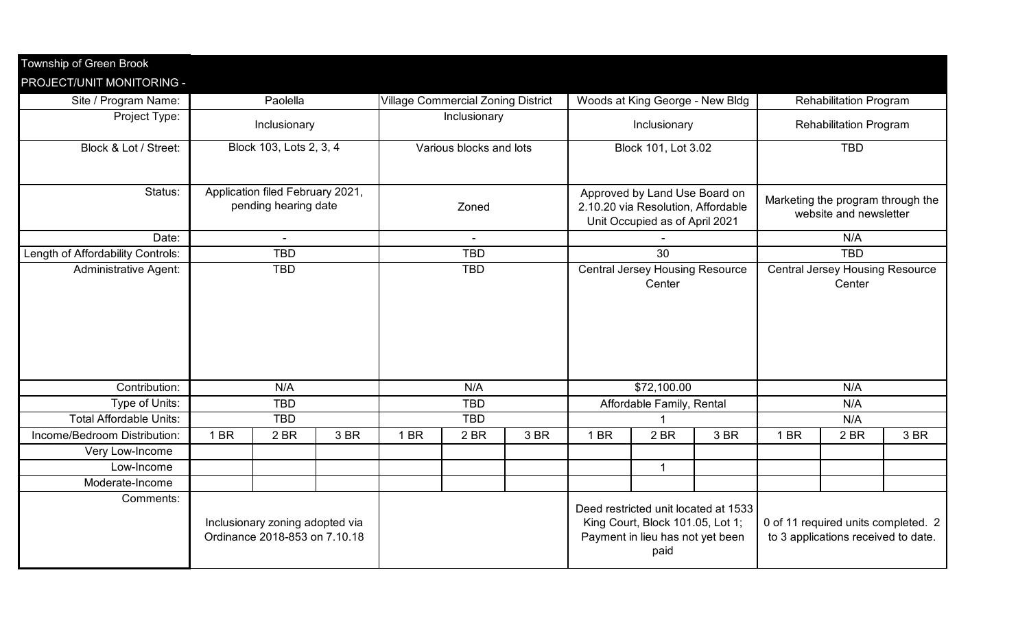| Township of Green Brook<br>PROJECT/UNIT MONITORING - | | | | | | | | | | | | |
|---|---|---|---|---|---|---|---|---|---|---|---|---|
| Site / Program Name: | Paolella | | | Village Commercial Zoning District | | | Woods at King George - New Bldg | | | Rehabilitation Program | | |
| Project Type: | Inclusionary | | | Inclusionary | | | Inclusionary | | | Rehabilitation Program | | |
| Block & Lot / Street: | Block 103, Lots 2, 3, 4 | | | Various blocks and lots | | | Block 101, Lot 3.02 | | | TBD | | |
| Status: | Application filed February 2021, pending hearing date | | | Zoned | | | Approved by Land Use Board on 2.10.20 via Resolution, Affordable Unit Occupied as of April 2021 | | | Marketing the program through the website and newsletter | | |
| Date: | - | | | - | | | - | | | N/A | | |
| Length of Affordability Controls: | TBD | | | TBD | | | 30 | | | TBD | | |
| Administrative Agent: | TBD | | | TBD | | | Central Jersey Housing Resource Center | | | Central Jersey Housing Resource Center | | |
| Contribution: | N/A | | | N/A | | | $72,100.00 | | | N/A | | |
| Type of Units: | TBD | | | TBD | | | Affordable Family, Rental | | | N/A | | |
| Total Affordable Units: | TBD | | | TBD | | | 1 | | | N/A | | |
| Income/Bedroom Distribution: | 1 BR | 2 BR | 3 BR | 1 BR | 2 BR | 3 BR | 1 BR | 2 BR | 3 BR | 1 BR | 2 BR | 3 BR |
| Very Low-Income | | | | | | | | | | | | |
| Low-Income | | | | | | | | 1 | | | | |
| Moderate-Income | | | | | | | | | | | | |
| Comments: | Inclusionary zoning adopted via Ordinance 2018-853 on 7.10.18 | | | | | | Deed restricted unit located at 1533 King Court, Block 101.05, Lot 1; Payment in lieu has not yet been paid | | | 0 of 11 required units completed. 2 to 3 applications received to date. | | |